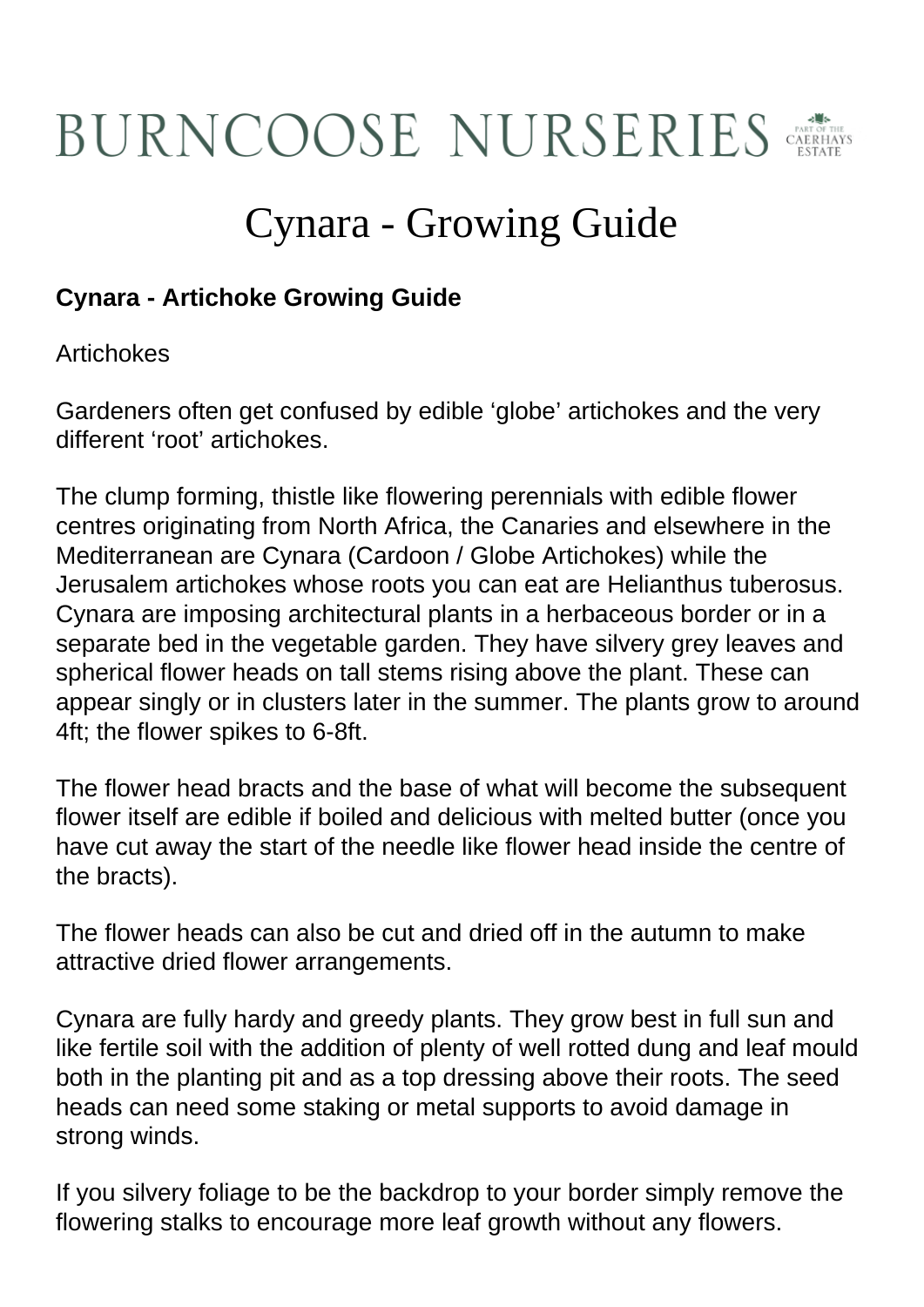# BURNCOOSE NURSERIES

PART OF THE CAERHAYS ESTATE

## Cynara - Growing Guide

**Cynara - Artichoke Growing Guide**

Artichokes

Gardeners often get confused by edible 'globe' artichokes and the very different 'root' artichokes.

The clump forming, thistle like flowering perennials with edible flower centres originating from North Africa, the Canaries and elsewhere in the Mediterranean are Cynara (Cardoon / Globe Artichokes) while the Jerusalem artichokes whose roots you can eat are Helianthus tuberosus. Cynara are imposing architectural plants in a herbaceous border or in a separate bed in the vegetable garden. They have silvery grey leaves and spherical flower heads on tall stems rising above the plant. These can appear singly or in clusters later in the summer. The plants grow to around 4ft; the flower spikes to 6-8ft.

The flower head bracts and the base of what will become the subsequent flower itself are edible if boiled and delicious with melted butter (once you have cut away the start of the needle like flower head inside the centre of the bracts).

The flower heads can also be cut and dried off in the autumn to make attractive dried flower arrangements.

Cynara are fully hardy and greedy plants. They grow best in full sun and like fertile soil with the addition of plenty of well rotted dung and leaf mould both in the planting pit and as a top dressing above their roots. The seed heads can need some staking or metal supports to avoid damage in strong winds.

If you silvery foliage to be the backdrop to your border simply remove the flowering stalks to encourage more leaf growth without any flowers.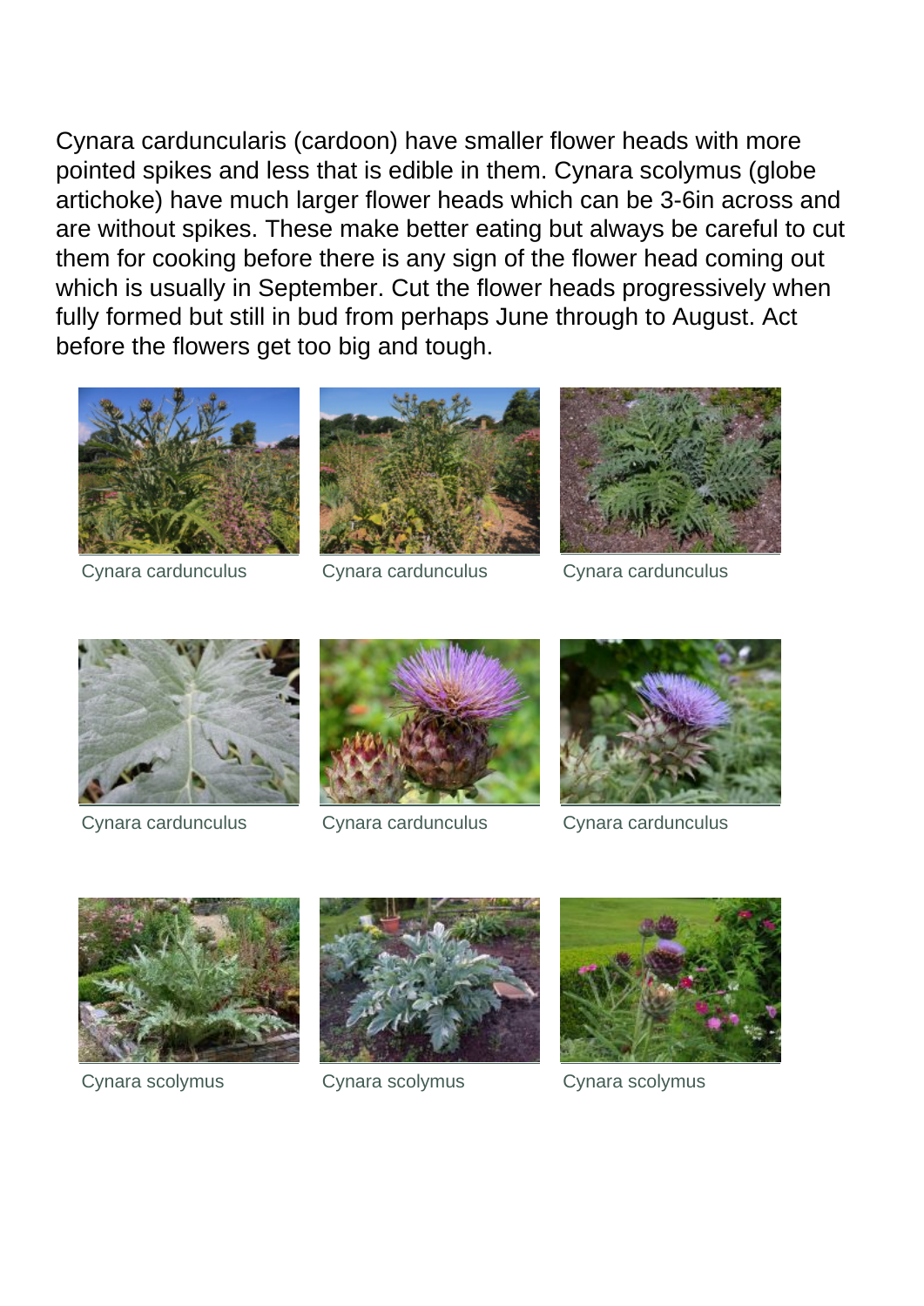Cynara carduncularis (cardoon) have smaller flower heads with more pointed spikes and less that is edible in them. Cynara scolymus (globe artichoke) have much larger flower heads which can be 3-6in across and are without spikes. These make better eating but always be careful to cut them for cooking before there is any sign of the flower head coming out which is usually in September. Cut the flower heads progressively when fully formed but still in bud from perhaps June through to August. Act before the flowers get too big and tough.

Cynara cardunculus

Cynara cardunculus

Cynara cardunculus

Cynara cardunculus

Cynara cardunculus

Cynara cardunculus

Cynara scolymus

Cynara scolymus

Cynara scolymus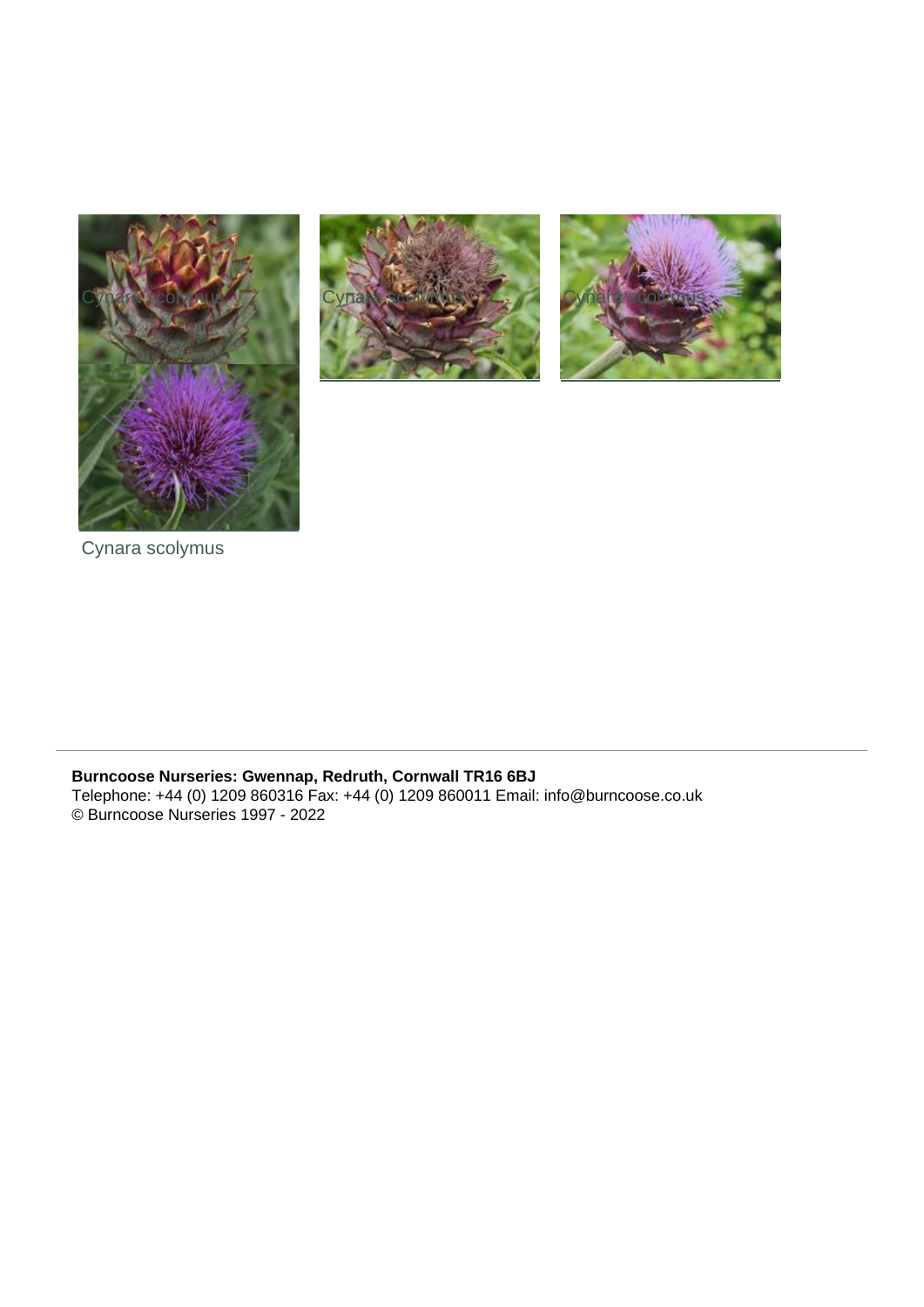Cynara scolymus

Cynara scolymus

Cynara scolymus

Cynara scolymus

**Burncoose Nurseries: Gwennap, Redruth, Cornwall TR16 6BJ**
Telephone: +44 (0) 1209 860316 Fax: +44 (0) 1209 860011 Email: info@burncoose.co.uk
© Burncoose Nurseries 1997 - 2022